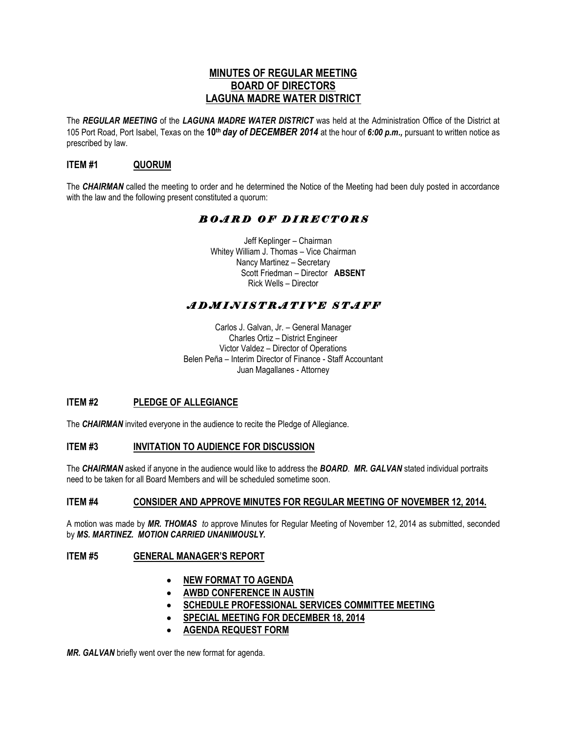# MINUTES OF REGULAR MEETING
# BOARD OF DIRECTORS
# LAGUNA MADRE WATER DISTRICT

The ***REGULAR MEETING*** of the ***LAGUNA MADRE WATER DISTRICT*** was held at the Administration Office of the District at 105 Port Road, Port Isabel, Texas on the **10th *day of DECEMBER 2014*** at the hour of ***6:00 p.m.,*** pursuant to written notice as prescribed by law.

## ITEM #1 QUORUM

The ***CHAIRMAN*** called the meeting to order and he determined the Notice of the Meeting had been duly posted in accordance with the law and the following present constituted a quorum:

### *BOARD OF DIRECTORS*

Jeff Keplinger – Chairman
Whitey William J. Thomas – Vice Chairman
Nancy Martinez – Secretary
Scott Friedman – Director **ABSENT**
Rick Wells – Director

### *ADMINISTRATIVE STAFF*

Carlos J. Galvan, Jr. – General Manager
Charles Ortiz – District Engineer
Victor Valdez – Director of Operations
Belen Peña – Interim Director of Finance - Staff Accountant
Juan Magallanes - Attorney

## ITEM #2 PLEDGE OF ALLEGIANCE

The ***CHAIRMAN*** invited everyone in the audience to recite the Pledge of Allegiance.

## ITEM #3 INVITATION TO AUDIENCE FOR DISCUSSION

The ***CHAIRMAN*** asked if anyone in the audience would like to address the ***BOARD***. ***MR. GALVAN*** stated individual portraits need to be taken for all Board Members and will be scheduled sometime soon.

## ITEM #4 CONSIDER AND APPROVE MINUTES FOR REGULAR MEETING OF NOVEMBER 12, 2014.

A motion was made by ***MR. THOMAS*** *to* approve Minutes for Regular Meeting of November 12, 2014 as submitted, seconded by ***MS. MARTINEZ. MOTION CARRIED UNANIMOUSLY.***

## ITEM #5 GENERAL MANAGER'S REPORT

- **NEW FORMAT TO AGENDA**
- **AWBD CONFERENCE IN AUSTIN**
- **SCHEDULE PROFESSIONAL SERVICES COMMITTEE MEETING**
- **SPECIAL MEETING FOR DECEMBER 18, 2014**
- **AGENDA REQUEST FORM**

***MR. GALVAN*** briefly went over the new format for agenda.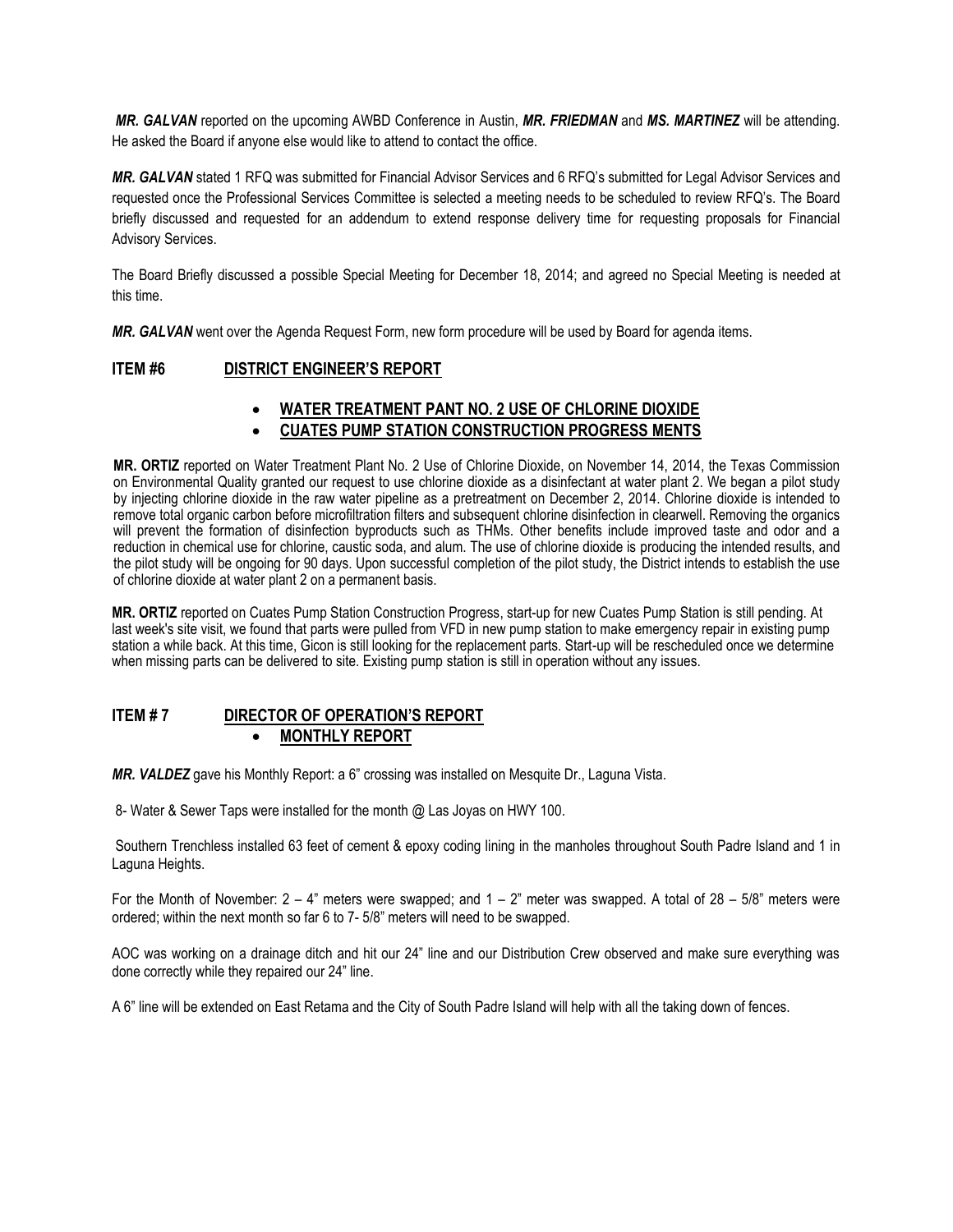***MR. GALVAN*** reported on the upcoming AWBD Conference in Austin, ***MR. FRIEDMAN*** and ***MS. MARTINEZ*** will be attending. He asked the Board if anyone else would like to attend to contact the office.

***MR. GALVAN*** stated 1 RFQ was submitted for Financial Advisor Services and 6 RFQ's submitted for Legal Advisor Services and requested once the Professional Services Committee is selected a meeting needs to be scheduled to review RFQ's. The Board briefly discussed and requested for an addendum to extend response delivery time for requesting proposals for Financial Advisory Services.

The Board Briefly discussed a possible Special Meeting for December 18, 2014; and agreed no Special Meeting is needed at this time.

***MR. GALVAN*** went over the Agenda Request Form, new form procedure will be used by Board for agenda items.

## ITEM #6 DISTRICT ENGINEER'S REPORT

- **WATER TREATMENT PANT NO. 2 USE OF CHLORINE DIOXIDE**
- **CUATES PUMP STATION CONSTRUCTION PROGRESS MENTS**

**MR. ORTIZ** reported on Water Treatment Plant No. 2 Use of Chlorine Dioxide, on November 14, 2014, the Texas Commission on Environmental Quality granted our request to use chlorine dioxide as a disinfectant at water plant 2. We began a pilot study by injecting chlorine dioxide in the raw water pipeline as a pretreatment on December 2, 2014. Chlorine dioxide is intended to remove total organic carbon before microfiltration filters and subsequent chlorine disinfection in clearwell. Removing the organics will prevent the formation of disinfection byproducts such as THMs. Other benefits include improved taste and odor and a reduction in chemical use for chlorine, caustic soda, and alum. The use of chlorine dioxide is producing the intended results, and the pilot study will be ongoing for 90 days. Upon successful completion of the pilot study, the District intends to establish the use of chlorine dioxide at water plant 2 on a permanent basis.

**MR. ORTIZ** reported on Cuates Pump Station Construction Progress, start-up for new Cuates Pump Station is still pending. At last week's site visit, we found that parts were pulled from VFD in new pump station to make emergency repair in existing pump station a while back. At this time, Gicon is still looking for the replacement parts. Start-up will be rescheduled once we determine when missing parts can be delivered to site. Existing pump station is still in operation without any issues.

## ITEM # 7 DIRECTOR OF OPERATION'S REPORT

- **MONTHLY REPORT**

***MR. VALDEZ*** gave his Monthly Report: a 6" crossing was installed on Mesquite Dr., Laguna Vista.

8- Water & Sewer Taps were installed for the month @ Las Joyas on HWY 100.

Southern Trenchless installed 63 feet of cement & epoxy coding lining in the manholes throughout South Padre Island and 1 in Laguna Heights.

For the Month of November: 2 – 4" meters were swapped; and 1 – 2" meter was swapped. A total of 28 – 5/8" meters were ordered; within the next month so far 6 to 7- 5/8" meters will need to be swapped.

AOC was working on a drainage ditch and hit our 24" line and our Distribution Crew observed and make sure everything was done correctly while they repaired our 24" line.

A 6" line will be extended on East Retama and the City of South Padre Island will help with all the taking down of fences.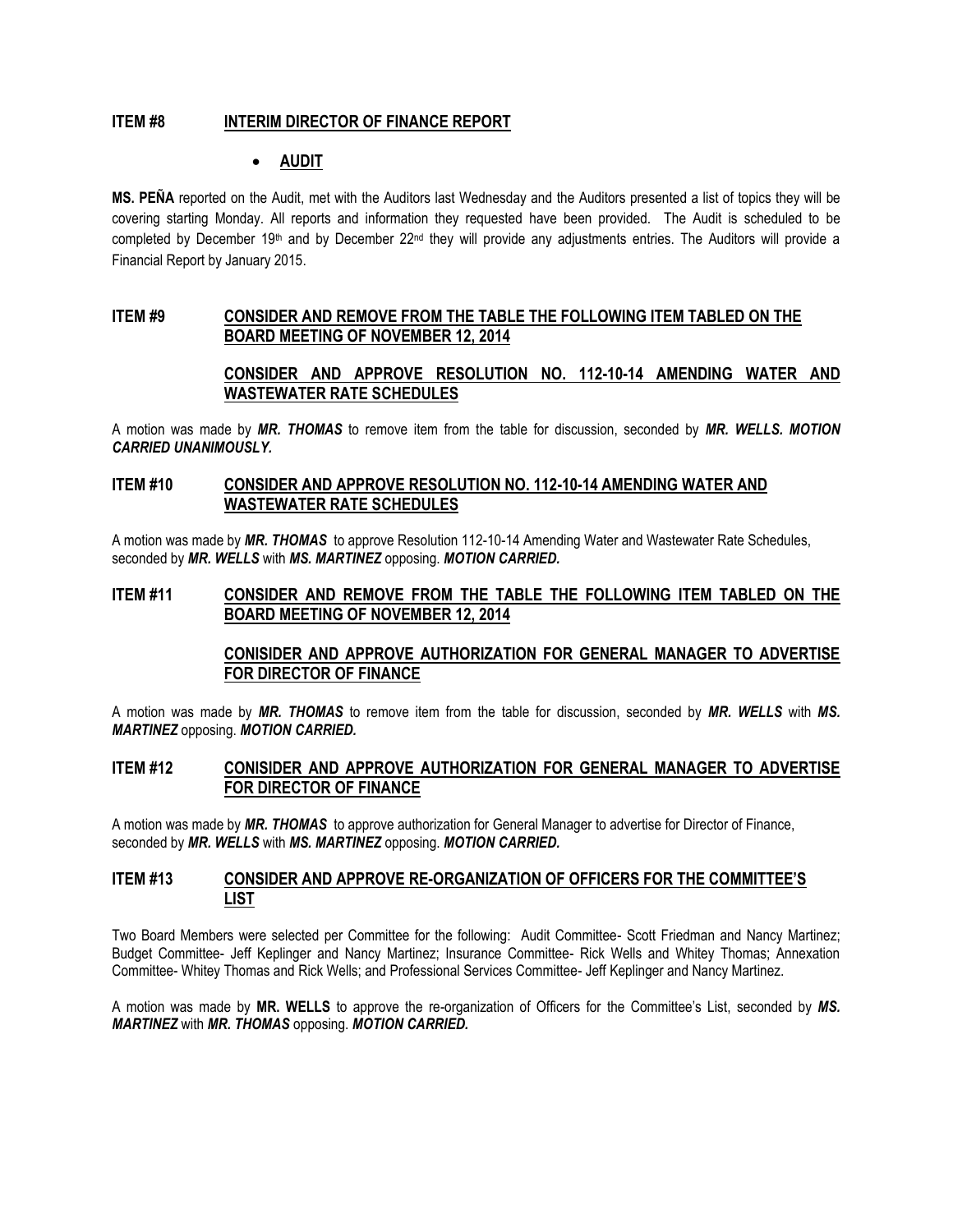## ITEM #8 INTERIM DIRECTOR OF FINANCE REPORT

- **AUDIT**

**MS. PEÑA** reported on the Audit, met with the Auditors last Wednesday and the Auditors presented a list of topics they will be covering starting Monday. All reports and information they requested have been provided. The Audit is scheduled to be completed by December 19th and by December 22nd they will provide any adjustments entries. The Auditors will provide a Financial Report by January 2015.

## ITEM #9 CONSIDER AND REMOVE FROM THE TABLE THE FOLLOWING ITEM TABLED ON THE BOARD MEETING OF NOVEMBER 12, 2014

### CONSIDER AND APPROVE RESOLUTION NO. 112-10-14 AMENDING WATER AND WASTEWATER RATE SCHEDULES

A motion was made by ***MR. THOMAS*** to remove item from the table for discussion, seconded by ***MR. WELLS. MOTION CARRIED UNANIMOUSLY.***

## ITEM #10 CONSIDER AND APPROVE RESOLUTION NO. 112-10-14 AMENDING WATER AND WASTEWATER RATE SCHEDULES

A motion was made by ***MR. THOMAS*** to approve Resolution 112-10-14 Amending Water and Wastewater Rate Schedules, seconded by ***MR. WELLS*** with ***MS. MARTINEZ*** opposing. ***MOTION CARRIED.***

## ITEM #11 CONSIDER AND REMOVE FROM THE TABLE THE FOLLOWING ITEM TABLED ON THE BOARD MEETING OF NOVEMBER 12, 2014

### CONISIDER AND APPROVE AUTHORIZATION FOR GENERAL MANAGER TO ADVERTISE FOR DIRECTOR OF FINANCE

A motion was made by ***MR. THOMAS*** to remove item from the table for discussion, seconded by ***MR. WELLS*** with ***MS. MARTINEZ*** opposing. ***MOTION CARRIED.***

## ITEM #12 CONISIDER AND APPROVE AUTHORIZATION FOR GENERAL MANAGER TO ADVERTISE FOR DIRECTOR OF FINANCE

A motion was made by ***MR. THOMAS*** to approve authorization for General Manager to advertise for Director of Finance, seconded by ***MR. WELLS*** with ***MS. MARTINEZ*** opposing. ***MOTION CARRIED.***

## ITEM #13 CONSIDER AND APPROVE RE-ORGANIZATION OF OFFICERS FOR THE COMMITTEE'S LIST

Two Board Members were selected per Committee for the following: Audit Committee- Scott Friedman and Nancy Martinez; Budget Committee- Jeff Keplinger and Nancy Martinez; Insurance Committee- Rick Wells and Whitey Thomas; Annexation Committee- Whitey Thomas and Rick Wells; and Professional Services Committee- Jeff Keplinger and Nancy Martinez.

A motion was made by **MR. WELLS** to approve the re-organization of Officers for the Committee's List, seconded by ***MS. MARTINEZ*** with ***MR. THOMAS*** opposing. ***MOTION CARRIED.***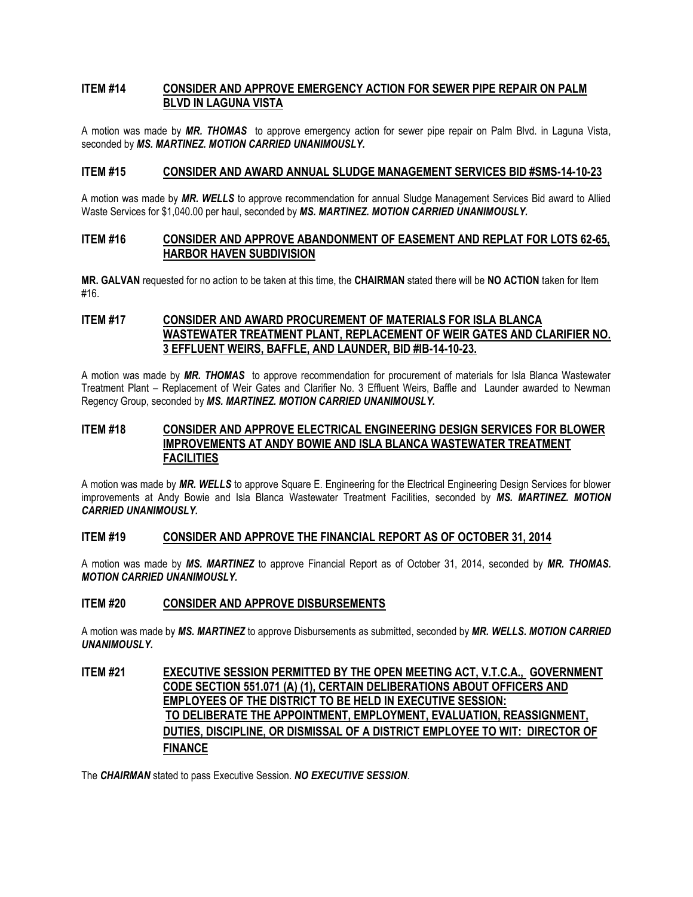**ITEM #14 CONSIDER AND APPROVE EMERGENCY ACTION FOR SEWER PIPE REPAIR ON PALM BLVD IN LAGUNA VISTA**

A motion was made by ***MR. THOMAS*** to approve emergency action for sewer pipe repair on Palm Blvd. in Laguna Vista, seconded by ***MS. MARTINEZ. MOTION CARRIED UNANIMOUSLY.***

**ITEM #15 CONSIDER AND AWARD ANNUAL SLUDGE MANAGEMENT SERVICES BID #SMS-14-10-23**

A motion was made by ***MR. WELLS*** to approve recommendation for annual Sludge Management Services Bid award to Allied Waste Services for $1,040.00 per haul, seconded by ***MS. MARTINEZ. MOTION CARRIED UNANIMOUSLY.***

**ITEM #16 CONSIDER AND APPROVE ABANDONMENT OF EASEMENT AND REPLAT FOR LOTS 62-65, HARBOR HAVEN SUBDIVISION**

**MR. GALVAN** requested for no action to be taken at this time, the **CHAIRMAN** stated there will be **NO ACTION** taken for Item #16.

**ITEM #17 CONSIDER AND AWARD PROCUREMENT OF MATERIALS FOR ISLA BLANCA WASTEWATER TREATMENT PLANT, REPLACEMENT OF WEIR GATES AND CLARIFIER NO. 3 EFFLUENT WEIRS, BAFFLE, AND LAUNDER, BID #IB-14-10-23.**

A motion was made by ***MR. THOMAS*** to approve recommendation for procurement of materials for Isla Blanca Wastewater Treatment Plant – Replacement of Weir Gates and Clarifier No. 3 Effluent Weirs, Baffle and Launder awarded to Newman Regency Group, seconded by ***MS. MARTINEZ. MOTION CARRIED UNANIMOUSLY.***

**ITEM #18 CONSIDER AND APPROVE ELECTRICAL ENGINEERING DESIGN SERVICES FOR BLOWER IMPROVEMENTS AT ANDY BOWIE AND ISLA BLANCA WASTEWATER TREATMENT FACILITIES**

A motion was made by ***MR. WELLS*** to approve Square E. Engineering for the Electrical Engineering Design Services for blower improvements at Andy Bowie and Isla Blanca Wastewater Treatment Facilities, seconded by ***MS. MARTINEZ. MOTION CARRIED UNANIMOUSLY.***

**ITEM #19 CONSIDER AND APPROVE THE FINANCIAL REPORT AS OF OCTOBER 31, 2014**

A motion was made by ***MS. MARTINEZ*** to approve Financial Report as of October 31, 2014, seconded by ***MR. THOMAS. MOTION CARRIED UNANIMOUSLY.***

**ITEM #20 CONSIDER AND APPROVE DISBURSEMENTS**

A motion was made by ***MS. MARTINEZ*** to approve Disbursements as submitted, seconded by ***MR. WELLS. MOTION CARRIED UNANIMOUSLY.***

**ITEM #21 EXECUTIVE SESSION PERMITTED BY THE OPEN MEETING ACT, V.T.C.A., GOVERNMENT CODE SECTION 551.071 (A) (1), CERTAIN DELIBERATIONS ABOUT OFFICERS AND EMPLOYEES OF THE DISTRICT TO BE HELD IN EXECUTIVE SESSION: TO DELIBERATE THE APPOINTMENT, EMPLOYMENT, EVALUATION, REASSIGNMENT, DUTIES, DISCIPLINE, OR DISMISSAL OF A DISTRICT EMPLOYEE TO WIT: DIRECTOR OF FINANCE**

The ***CHAIRMAN*** stated to pass Executive Session. ***NO EXECUTIVE SESSION***.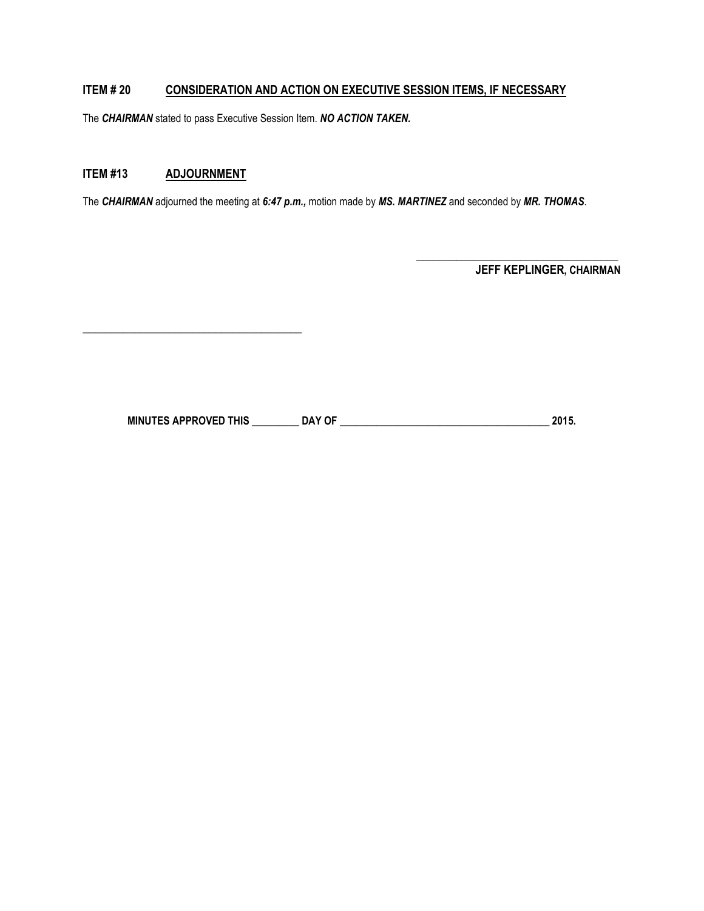### ITEM # 20 CONSIDERATION AND ACTION ON EXECUTIVE SESSION ITEMS, IF NECESSARY

The ***CHAIRMAN*** stated to pass Executive Session Item. ***NO ACTION TAKEN.***

### ITEM #13 ADJOURNMENT

The ***CHAIRMAN*** adjourned the meeting at ***6:47 p.m.,*** motion made by ***MS. MARTINEZ*** and seconded by ***MR. THOMAS***.

\_\_\_\_\_\_\_\_\_\_\_\_\_\_\_\_\_\_\_\_\_\_\_\_\_\_\_\_\_\_\_\_\_\_\_\_\_\_\_\_
**JEFF KEPLINGER, CHAIRMAN**

\_\_\_\_\_\_\_\_\_\_\_\_\_\_\_\_\_\_\_\_\_\_\_\_\_\_\_\_\_\_\_\_\_\_\_\_\_\_\_\_\_\_\_\_

**MINUTES APPROVED THIS \_\_\_\_\_\_\_\_\_\_ DAY OF \_\_\_\_\_\_\_\_\_\_\_\_\_\_\_\_\_\_\_\_\_\_\_\_\_\_\_\_\_\_\_\_\_\_\_\_\_\_\_\_\_\_\_\_ 2015.**